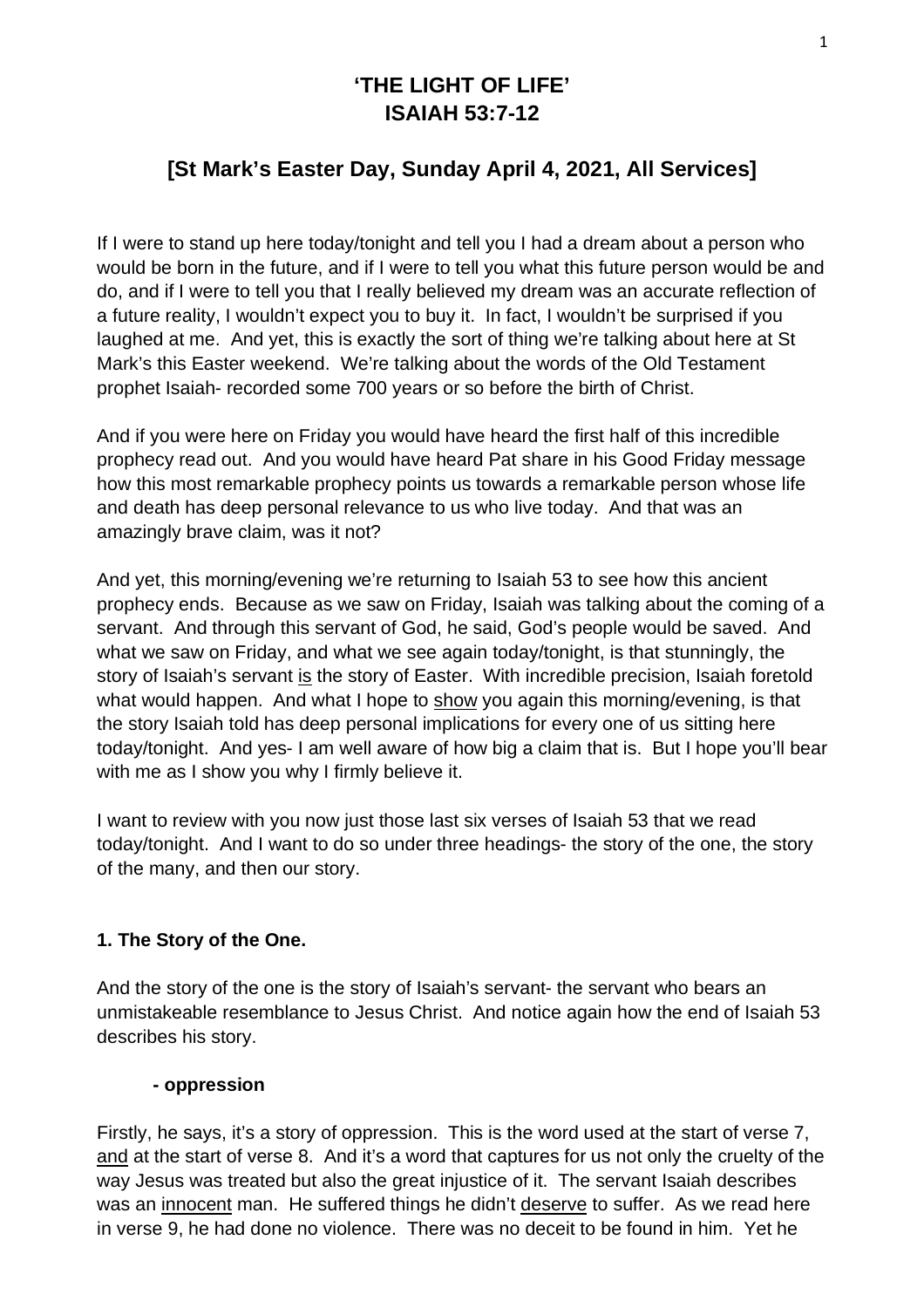# 'THE LIGHT OF LIFE'
# ISAIAH 53:7-12

## [St Mark's Easter Day, Sunday April 4, 2021, All Services]

If I were to stand up here today/tonight and tell you I had a dream about a person who would be born in the future, and if I were to tell you what this future person would be and do, and if I were to tell you that I really believed my dream was an accurate reflection of a future reality, I wouldn't expect you to buy it. In fact, I wouldn't be surprised if you laughed at me. And yet, this is exactly the sort of thing we're talking about here at St Mark's this Easter weekend. We're talking about the words of the Old Testament prophet Isaiah- recorded some 700 years or so before the birth of Christ.

And if you were here on Friday you would have heard the first half of this incredible prophecy read out. And you would have heard Pat share in his Good Friday message how this most remarkable prophecy points us towards a remarkable person whose life and death has deep personal relevance to us who live today. And that was an amazingly brave claim, was it not?

And yet, this morning/evening we're returning to Isaiah 53 to see how this ancient prophecy ends. Because as we saw on Friday, Isaiah was talking about the coming of a servant. And through this servant of God, he said, God's people would be saved. And what we saw on Friday, and what we see again today/tonight, is that stunningly, the story of Isaiah's servant <u>is</u> the story of Easter. With incredible precision, Isaiah foretold what would happen. And what I hope to <u>show</u> you again this morning/evening, is that the story Isaiah told has deep personal implications for every one of us sitting here today/tonight. And yes- I am well aware of how big a claim that is. But I hope you'll bear with me as I show you why I firmly believe it.

I want to review with you now just those last six verses of Isaiah 53 that we read today/tonight. And I want to do so under three headings- the story of the one, the story of the many, and then our story.

### 1. The Story of the One.

And the story of the one is the story of Isaiah's servant- the servant who bears an unmistakeable resemblance to Jesus Christ. And notice again how the end of Isaiah 53 describes his story.

#### - oppression

Firstly, he says, it's a story of oppression. This is the word used at the start of verse 7, <u>and</u> at the start of verse 8. And it's a word that captures for us not only the cruelty of the way Jesus was treated but also the great injustice of it. The servant Isaiah describes was an <u>innocent</u> man. He suffered things he didn't <u>deserve</u> to suffer. As we read here in verse 9, he had done no violence. There was no deceit to be found in him. Yet he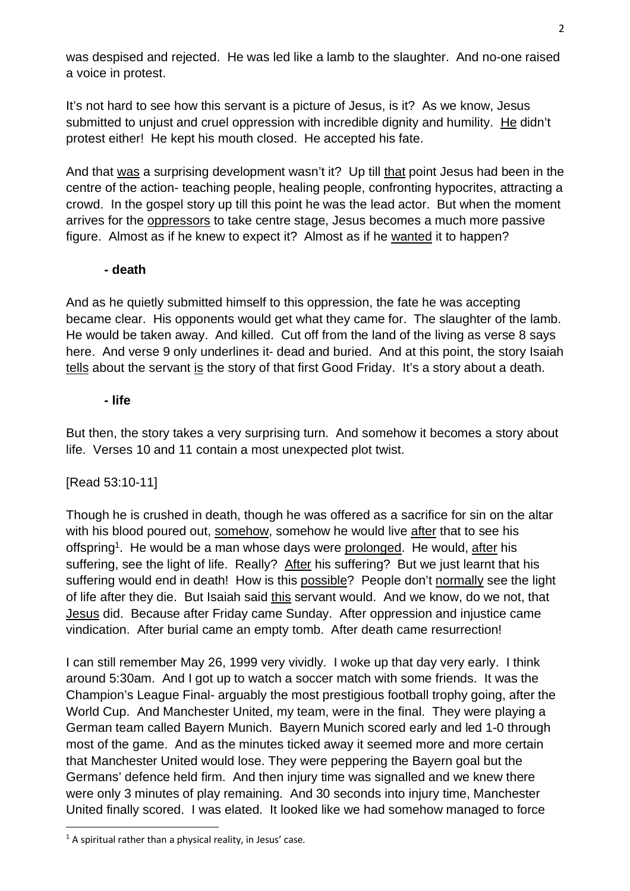was despised and rejected. He was led like a lamb to the slaughter. And no-one raised a voice in protest.

It's not hard to see how this servant is a picture of Jesus, is it? As we know, Jesus submitted to unjust and cruel oppression with incredible dignity and humility. He didn't protest either! He kept his mouth closed. He accepted his fate.

And that was a surprising development wasn't it? Up till that point Jesus had been in the centre of the action- teaching people, healing people, confronting hypocrites, attracting a crowd. In the gospel story up till this point he was the lead actor. But when the moment arrives for the oppressors to take centre stage, Jesus becomes a much more passive figure. Almost as if he knew to expect it? Almost as if he wanted it to happen?

**- death**

And as he quietly submitted himself to this oppression, the fate he was accepting became clear. His opponents would get what they came for. The slaughter of the lamb. He would be taken away. And killed. Cut off from the land of the living as verse 8 says here. And verse 9 only underlines it- dead and buried. And at this point, the story Isaiah tells about the servant is the story of that first Good Friday. It's a story about a death.

**- life**

But then, the story takes a very surprising turn. And somehow it becomes a story about life. Verses 10 and 11 contain a most unexpected plot twist.

[Read 53:10-11]

Though he is crushed in death, though he was offered as a sacrifice for sin on the altar with his blood poured out, somehow, somehow he would live after that to see his offspring[1]. He would be a man whose days were prolonged. He would, after his suffering, see the light of life. Really? After his suffering? But we just learnt that his suffering would end in death! How is this possible? People don't normally see the light of life after they die. But Isaiah said this servant would. And we know, do we not, that Jesus did. Because after Friday came Sunday. After oppression and injustice came vindication. After burial came an empty tomb. After death came resurrection!

I can still remember May 26, 1999 very vividly. I woke up that day very early. I think around 5:30am. And I got up to watch a soccer match with some friends. It was the Champion's League Final- arguably the most prestigious football trophy going, after the World Cup. And Manchester United, my team, were in the final. They were playing a German team called Bayern Munich. Bayern Munich scored early and led 1-0 through most of the game. And as the minutes ticked away it seemed more and more certain that Manchester United would lose. They were peppering the Bayern goal but the Germans' defence held firm. And then injury time was signalled and we knew there were only 3 minutes of play remaining. And 30 seconds into injury time, Manchester United finally scored. I was elated. It looked like we had somehow managed to force

[1] A spiritual rather than a physical reality, in Jesus' case.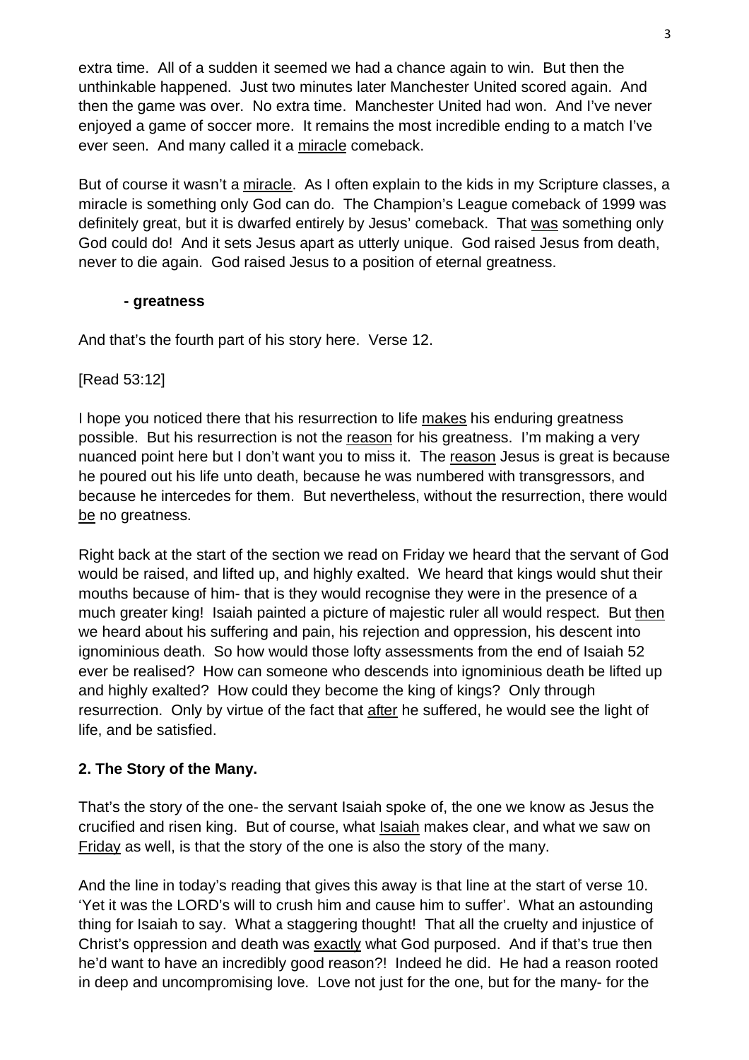extra time. All of a sudden it seemed we had a chance again to win. But then the unthinkable happened. Just two minutes later Manchester United scored again. And then the game was over. No extra time. Manchester United had won. And I've never enjoyed a game of soccer more. It remains the most incredible ending to a match I've ever seen. And many called it a <u>miracle</u> comeback.

But of course it wasn't a <u>miracle</u>. As I often explain to the kids in my Scripture classes, a miracle is something only God can do. The Champion's League comeback of 1999 was definitely great, but it is dwarfed entirely by Jesus' comeback. That <u>was</u> something only God could do! And it sets Jesus apart as utterly unique. God raised Jesus from death, never to die again. God raised Jesus to a position of eternal greatness.

**- greatness**

And that's the fourth part of his story here. Verse 12.

[Read 53:12]

I hope you noticed there that his resurrection to life <u>makes</u> his enduring greatness possible. But his resurrection is not the <u>reason</u> for his greatness. I'm making a very nuanced point here but I don't want you to miss it. The <u>reason</u> Jesus is great is because he poured out his life unto death, because he was numbered with transgressors, and because he intercedes for them. But nevertheless, without the resurrection, there would <u>be</u> no greatness.

Right back at the start of the section we read on Friday we heard that the servant of God would be raised, and lifted up, and highly exalted. We heard that kings would shut their mouths because of him- that is they would recognise they were in the presence of a much greater king! Isaiah painted a picture of majestic ruler all would respect. But <u>then</u> we heard about his suffering and pain, his rejection and oppression, his descent into ignominious death. So how would those lofty assessments from the end of Isaiah 52 ever be realised? How can someone who descends into ignominious death be lifted up and highly exalted? How could they become the king of kings? Only through resurrection. Only by virtue of the fact that <u>after</u> he suffered, he would see the light of life, and be satisfied.

**2. The Story of the Many.**

That's the story of the one- the servant Isaiah spoke of, the one we know as Jesus the crucified and risen king. But of course, what <u>Isaiah</u> makes clear, and what we saw on <u>Friday</u> as well, is that the story of the one is also the story of the many.

And the line in today's reading that gives this away is that line at the start of verse 10. 'Yet it was the LORD's will to crush him and cause him to suffer'. What an astounding thing for Isaiah to say. What a staggering thought! That all the cruelty and injustice of Christ's oppression and death was <u>exactly</u> what God purposed. And if that's true then he'd want to have an incredibly good reason?! Indeed he did. He had a reason rooted in deep and uncompromising love. Love not just for the one, but for the many- for the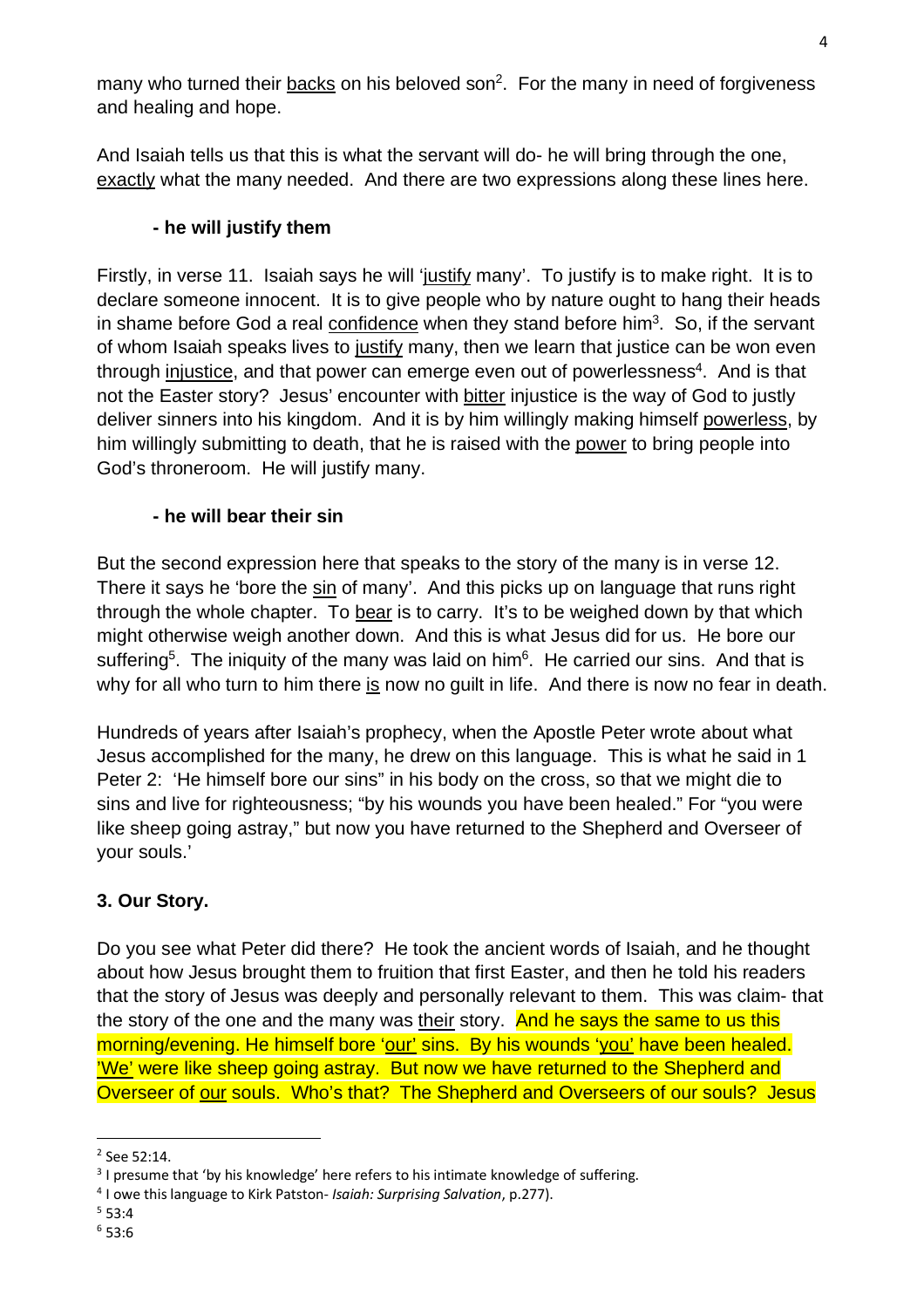many who turned their backs on his beloved son[2]. For the many in need of forgiveness and healing and hope.

And Isaiah tells us that this is what the servant will do- he will bring through the one, exactly what the many needed. And there are two expressions along these lines here.

**- he will justify them**

Firstly, in verse 11. Isaiah says he will 'justify many'. To justify is to make right. It is to declare someone innocent. It is to give people who by nature ought to hang their heads in shame before God a real confidence when they stand before him[3]. So, if the servant of whom Isaiah speaks lives to justify many, then we learn that justice can be won even through injustice, and that power can emerge even out of powerlessness[4]. And is that not the Easter story? Jesus' encounter with bitter injustice is the way of God to justly deliver sinners into his kingdom. And it is by him willingly making himself powerless, by him willingly submitting to death, that he is raised with the power to bring people into God's throneroom. He will justify many.

**- he will bear their sin**

But the second expression here that speaks to the story of the many is in verse 12. There it says he 'bore the sin of many'. And this picks up on language that runs right through the whole chapter. To bear is to carry. It's to be weighed down by that which might otherwise weigh another down. And this is what Jesus did for us. He bore our suffering[5]. The iniquity of the many was laid on him[6]. He carried our sins. And that is why for all who turn to him there is now no guilt in life. And there is now no fear in death.

Hundreds of years after Isaiah's prophecy, when the Apostle Peter wrote about what Jesus accomplished for the many, he drew on this language. This is what he said in 1 Peter 2: 'He himself bore our sins" in his body on the cross, so that we might die to sins and live for righteousness; "by his wounds you have been healed." For "you were like sheep going astray," but now you have returned to the Shepherd and Overseer of your souls.'

**3. Our Story.**

Do you see what Peter did there? He took the ancient words of Isaiah, and he thought about how Jesus brought them to fruition that first Easter, and then he told his readers that the story of Jesus was deeply and personally relevant to them. This was claim- that the story of the one and the many was their story. And he says the same to us this morning/evening. He himself bore 'our' sins. By his wounds 'you' have been healed. 'We' were like sheep going astray. But now we have returned to the Shepherd and Overseer of our souls. Who's that? The Shepherd and Overseers of our souls? Jesus

---

[2] See 52:14.

[3] I presume that 'by his knowledge' here refers to his intimate knowledge of suffering.

[4] I owe this language to Kirk Patston- *Isaiah: Surprising Salvation*, p.277).

[5] 53:4

[6] 53:6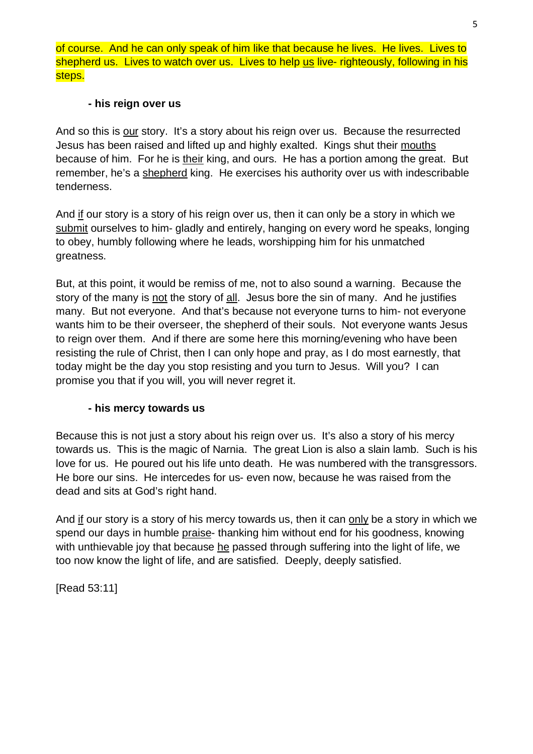of course. And he can only speak of him like that because he lives. He lives. Lives to shepherd us. Lives to watch over us. Lives to help us live- righteously, following in his steps.

**- his reign over us**

And so this is our story. It's a story about his reign over us. Because the resurrected Jesus has been raised and lifted up and highly exalted. Kings shut their mouths because of him. For he is their king, and ours. He has a portion among the great. But remember, he's a shepherd king. He exercises his authority over us with indescribable tenderness.

And if our story is a story of his reign over us, then it can only be a story in which we submit ourselves to him- gladly and entirely, hanging on every word he speaks, longing to obey, humbly following where he leads, worshipping him for his unmatched greatness.

But, at this point, it would be remiss of me, not to also sound a warning. Because the story of the many is not the story of all. Jesus bore the sin of many. And he justifies many. But not everyone. And that's because not everyone turns to him- not everyone wants him to be their overseer, the shepherd of their souls. Not everyone wants Jesus to reign over them. And if there are some here this morning/evening who have been resisting the rule of Christ, then I can only hope and pray, as I do most earnestly, that today might be the day you stop resisting and you turn to Jesus. Will you? I can promise you that if you will, you will never regret it.

**- his mercy towards us**

Because this is not just a story about his reign over us. It's also a story of his mercy towards us. This is the magic of Narnia. The great Lion is also a slain lamb. Such is his love for us. He poured out his life unto death. He was numbered with the transgressors. He bore our sins. He intercedes for us- even now, because he was raised from the dead and sits at God's right hand.

And if our story is a story of his mercy towards us, then it can only be a story in which we spend our days in humble praise- thanking him without end for his goodness, knowing with unthievable joy that because he passed through suffering into the light of life, we too now know the light of life, and are satisfied. Deeply, deeply satisfied.

[Read 53:11]